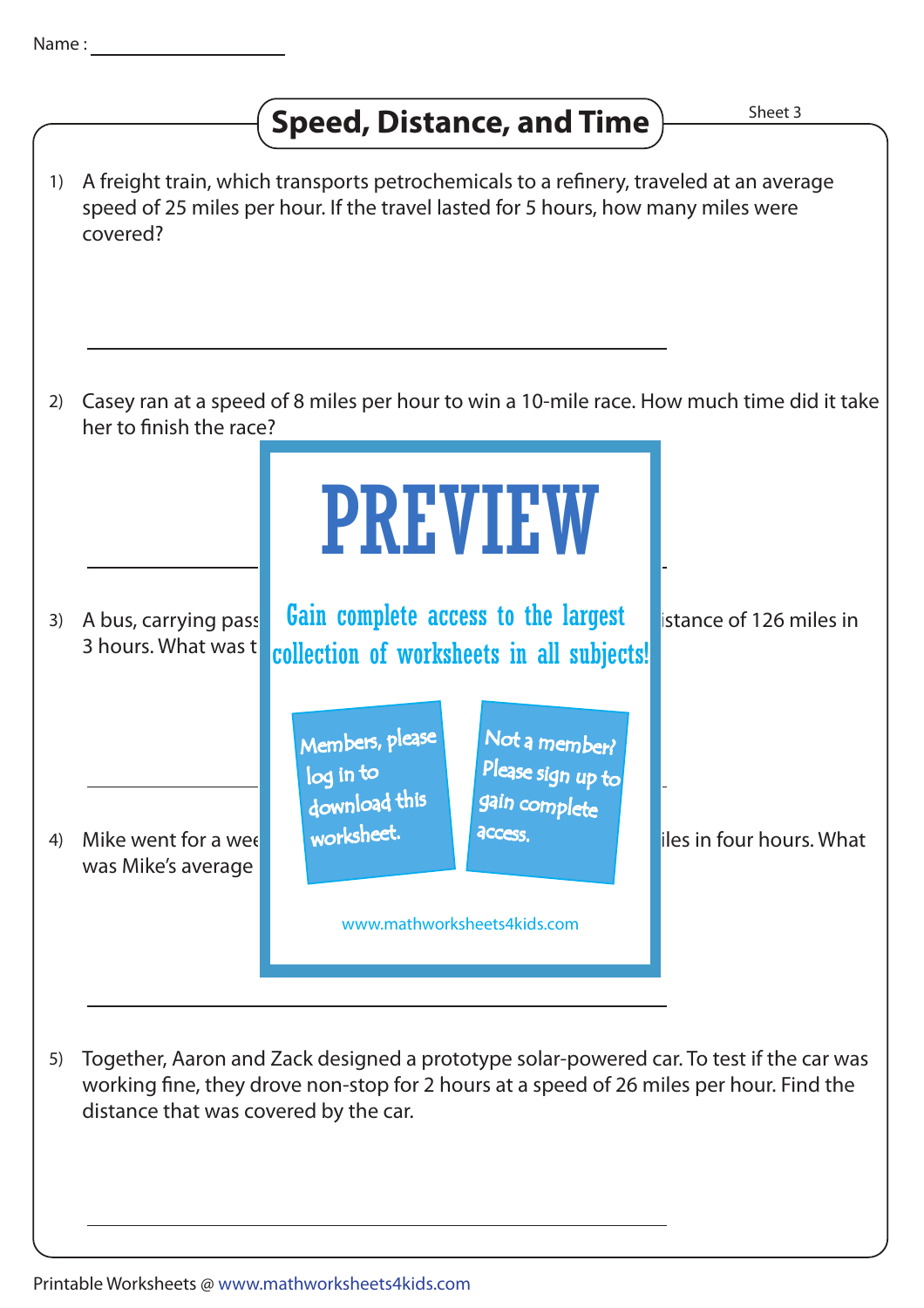Name :

# Speed, Distance, and Time

Sheet 3

1) A freight train, which transports petrochemicals to a refinery, traveled at an average speed of 25 miles per hour. If the travel lasted for 5 hours, how many miles were covered?

2) Casey ran at a speed of 8 miles per hour to win a 10-mile race. How much time did it take her to finish the race?

3) A bus, carrying pass istance of 126 miles in 3 hours. What was t

4) Mike went for a wee iles in four hours. What was Mike's average

PREVIEW

Gain complete access to the largest collection of worksheets in all subjects!

Members, please log in to download this worksheet.

Not a member? Please sign up to gain complete access.

www.mathworksheets4kids.com

5) Together, Aaron and Zack designed a prototype solar-powered car. To test if the car was working fine, they drove non-stop for 2 hours at a speed of 26 miles per hour. Find the distance that was covered by the car.

Printable Worksheets @ www.mathworksheets4kids.com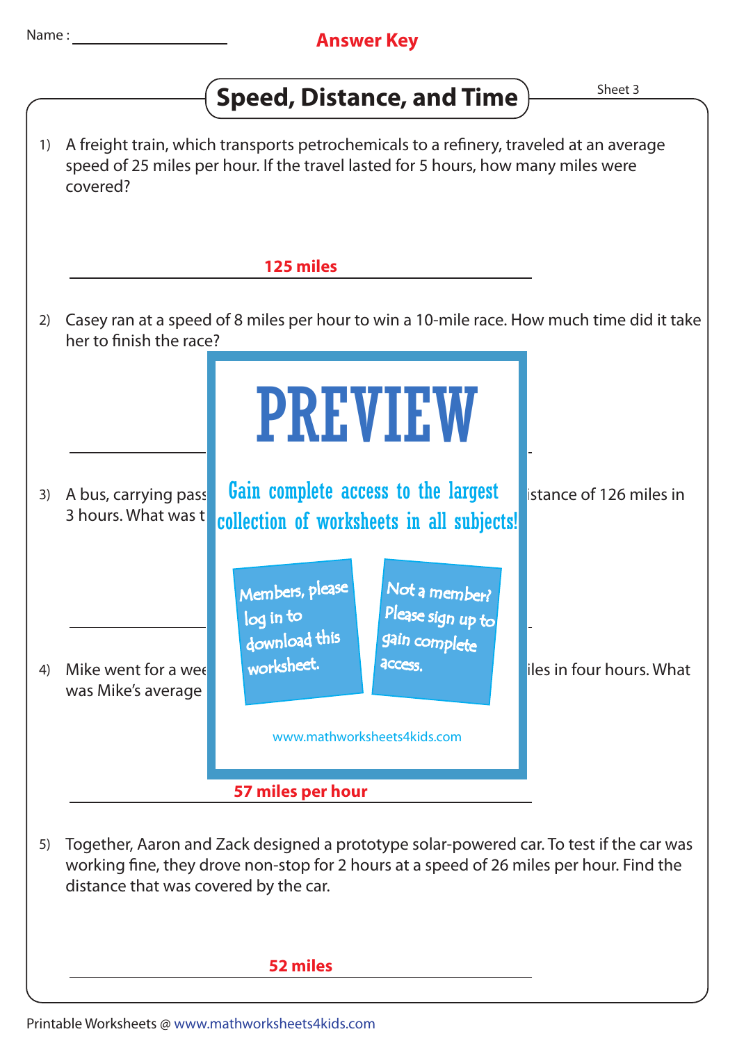Name : ____________________

**Answer Key**

# Speed, Distance, and Time

Sheet 3

1) A freight train, which transports petrochemicals to a refinery, traveled at an average speed of 25 miles per hour. If the travel lasted for 5 hours, how many miles were covered?

**125 miles**

2) Casey ran at a speed of 8 miles per hour to win a 10-mile race. How much time did it take her to finish the race?

PREVIEW

Gain complete access to the largest collection of worksheets in all subjects!

Members, please log in to download this worksheet.

Not a member? Please sign up to gain complete access.

www.mathworksheets4kids.com

3) A bus, carrying pass... istance of 126 miles in 3 hours. What was t...

4) Mike went for a wee... iles in four hours. What was Mike's average...

**57 miles per hour**

5) Together, Aaron and Zack designed a prototype solar-powered car. To test if the car was working fine, they drove non-stop for 2 hours at a speed of 26 miles per hour. Find the distance that was covered by the car.

**52 miles**

Printable Worksheets @ www.mathworksheets4kids.com